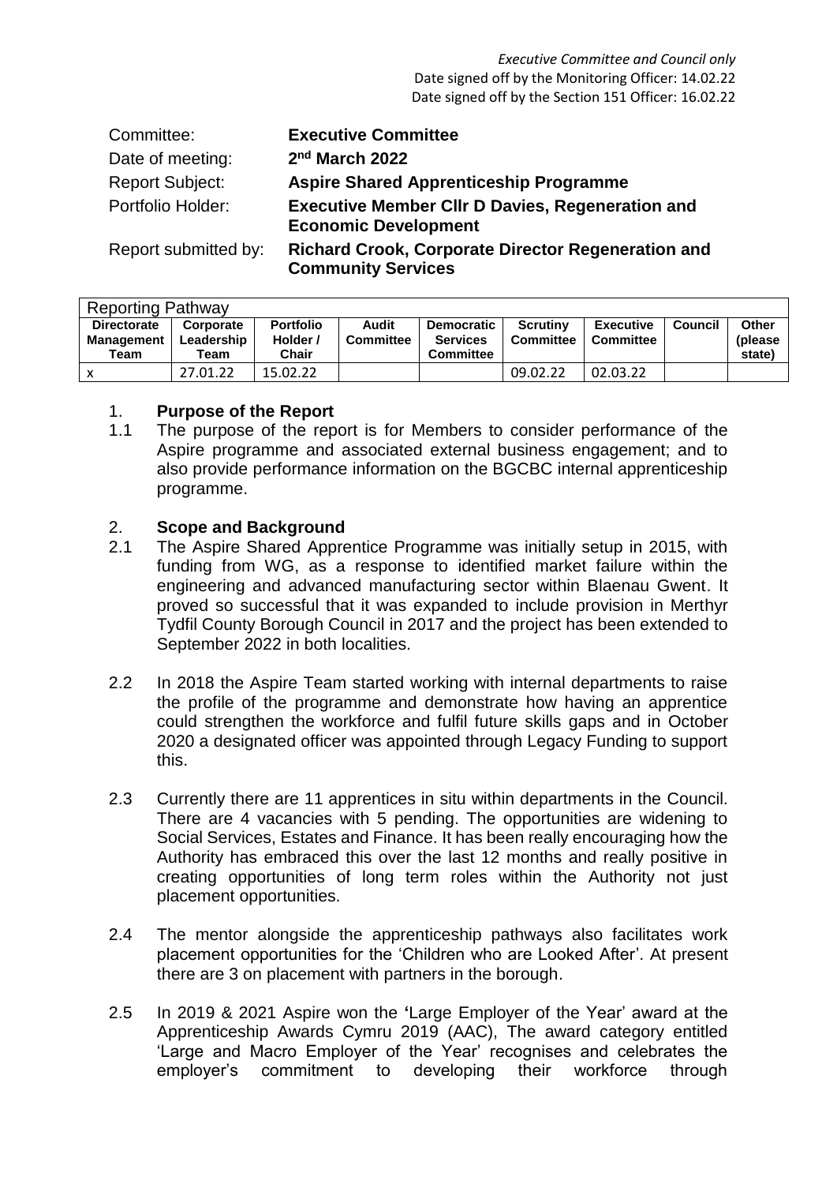*Executive Committee and Council only*
Date signed off by the Monitoring Officer: 14.02.22
Date signed off by the Section 151 Officer: 16.02.22

| | |
|---|---|
| Committee: | **Executive Committee** |
| Date of meeting: | **2nd March 2022** |
| Report Subject: | **Aspire Shared Apprenticeship Programme** |
| Portfolio Holder: | **Executive Member Cllr D Davies, Regeneration and Economic Development** |
| Report submitted by: | **Richard Crook, Corporate Director Regeneration and Community Services** |

| Reporting Pathway | | | | | | | | |
|---|---|---|---|---|---|---|---|---|
| **Directorate Management Team** | **Corporate Leadership Team** | **Portfolio Holder / Chair** | **Audit Committee** | **Democratic Services Committee** | **Scrutiny Committee** | **Executive Committee** | **Council** | **Other (please state)** |
| x | 27.01.22 | 15.02.22 | | | 09.02.22 | 02.03.22 | | |

## 1. Purpose of the Report

1.1 The purpose of the report is for Members to consider performance of the Aspire programme and associated external business engagement; and to also provide performance information on the BGCBC internal apprenticeship programme.

## 2. Scope and Background

2.1 The Aspire Shared Apprentice Programme was initially setup in 2015, with funding from WG, as a response to identified market failure within the engineering and advanced manufacturing sector within Blaenau Gwent. It proved so successful that it was expanded to include provision in Merthyr Tydfil County Borough Council in 2017 and the project has been extended to September 2022 in both localities.

2.2 In 2018 the Aspire Team started working with internal departments to raise the profile of the programme and demonstrate how having an apprentice could strengthen the workforce and fulfil future skills gaps and in October 2020 a designated officer was appointed through Legacy Funding to support this.

2.3 Currently there are 11 apprentices in situ within departments in the Council. There are 4 vacancies with 5 pending. The opportunities are widening to Social Services, Estates and Finance. It has been really encouraging how the Authority has embraced this over the last 12 months and really positive in creating opportunities of long term roles within the Authority not just placement opportunities.

2.4 The mentor alongside the apprenticeship pathways also facilitates work placement opportunities for the 'Children who are Looked After'. At present there are 3 on placement with partners in the borough.

2.5 In 2019 & 2021 Aspire won the **'**Large Employer of the Year' award at the Apprenticeship Awards Cymru 2019 (AAC), The award category entitled 'Large and Macro Employer of the Year' recognises and celebrates the employer's commitment to developing their workforce through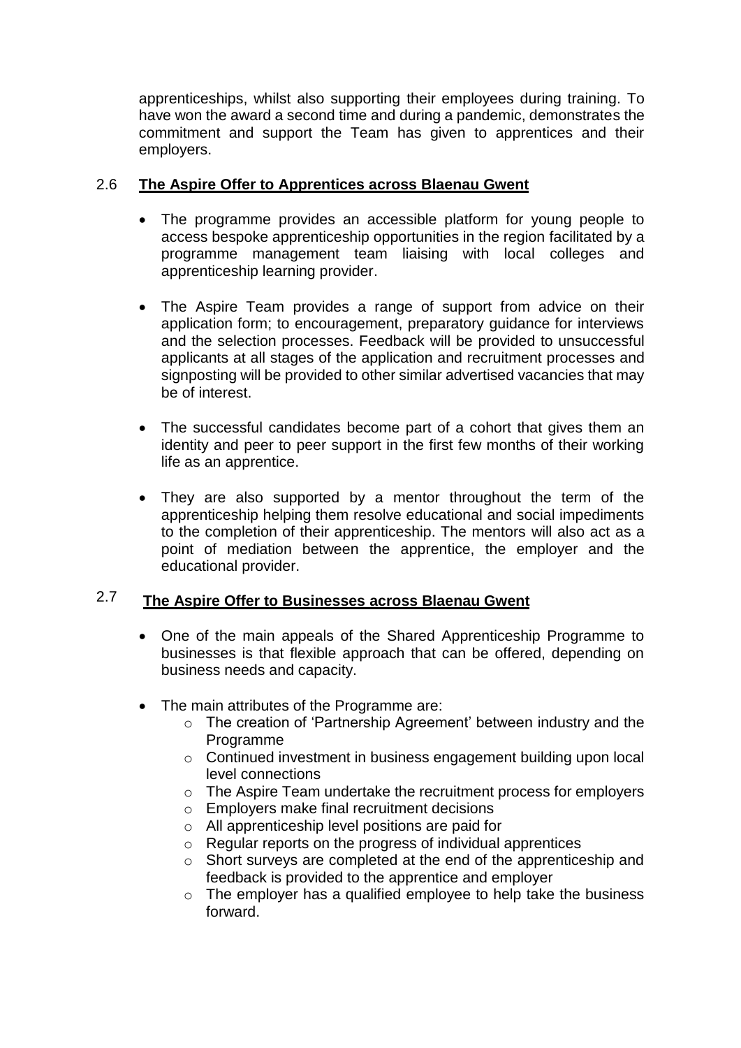apprenticeships, whilst also supporting their employees during training. To have won the award a second time and during a pandemic, demonstrates the commitment and support the Team has given to apprentices and their employers.

## 2.6 **The Aspire Offer to Apprentices across Blaenau Gwent**

- The programme provides an accessible platform for young people to access bespoke apprenticeship opportunities in the region facilitated by a programme management team liaising with local colleges and apprenticeship learning provider.

- The Aspire Team provides a range of support from advice on their application form; to encouragement, preparatory guidance for interviews and the selection processes. Feedback will be provided to unsuccessful applicants at all stages of the application and recruitment processes and signposting will be provided to other similar advertised vacancies that may be of interest.

- The successful candidates become part of a cohort that gives them an identity and peer to peer support in the first few months of their working life as an apprentice.

- They are also supported by a mentor throughout the term of the apprenticeship helping them resolve educational and social impediments to the completion of their apprenticeship. The mentors will also act as a point of mediation between the apprentice, the employer and the educational provider.

## 2.7 **The Aspire Offer to Businesses across Blaenau Gwent**

- One of the main appeals of the Shared Apprenticeship Programme to businesses is that flexible approach that can be offered, depending on business needs and capacity.

- The main attributes of the Programme are:
  - The creation of 'Partnership Agreement' between industry and the Programme
  - Continued investment in business engagement building upon local level connections
  - The Aspire Team undertake the recruitment process for employers
  - Employers make final recruitment decisions
  - All apprenticeship level positions are paid for
  - Regular reports on the progress of individual apprentices
  - Short surveys are completed at the end of the apprenticeship and feedback is provided to the apprentice and employer
  - The employer has a qualified employee to help take the business forward.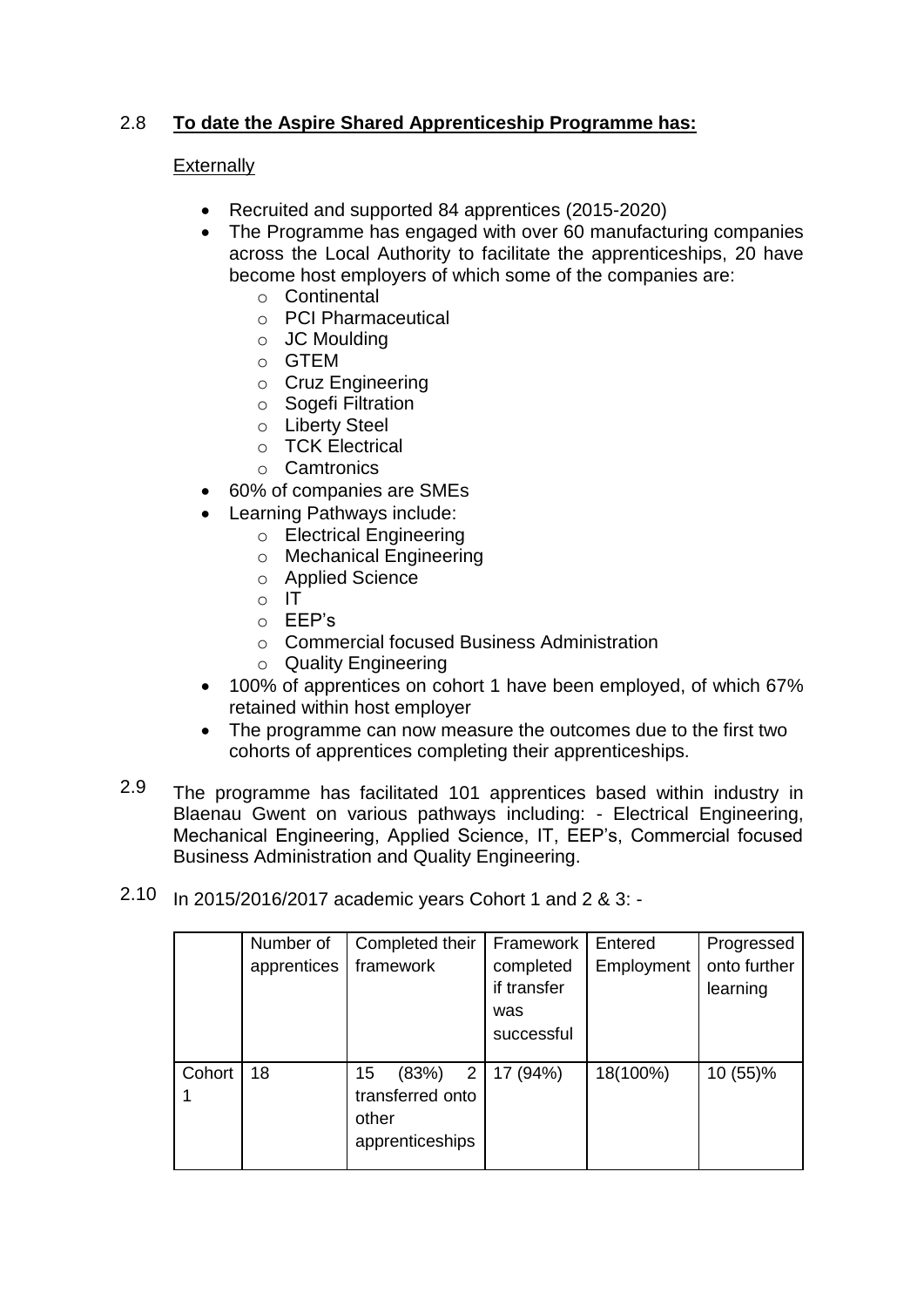2.8 **<u>To date the Aspire Shared Apprenticeship Programme has:</u>**

<u>Externally</u>

- Recruited and supported 84 apprentices (2015-2020)
- The Programme has engaged with over 60 manufacturing companies across the Local Authority to facilitate the apprenticeships, 20 have become host employers of which some of the companies are:
  - Continental
  - PCI Pharmaceutical
  - JC Moulding
  - GTEM
  - Cruz Engineering
  - Sogefi Filtration
  - Liberty Steel
  - TCK Electrical
  - Camtronics
- 60% of companies are SMEs
- Learning Pathways include:
  - Electrical Engineering
  - Mechanical Engineering
  - Applied Science
  - IT
  - EEP's
  - Commercial focused Business Administration
  - Quality Engineering
- 100% of apprentices on cohort 1 have been employed, of which 67% retained within host employer
- The programme can now measure the outcomes due to the first two cohorts of apprentices completing their apprenticeships.

2.9 The programme has facilitated 101 apprentices based within industry in Blaenau Gwent on various pathways including: - Electrical Engineering, Mechanical Engineering, Applied Science, IT, EEP's, Commercial focused Business Administration and Quality Engineering.

2.10 In 2015/2016/2017 academic years Cohort 1 and 2 & 3: -

| | Number of apprentices | Completed their framework | Framework completed if transfer was successful | Entered Employment | Progressed onto further learning |
|---|---|---|---|---|---|
| Cohort 1 | 18 | 15 (83%) 2 transferred onto other apprenticeships | 17 (94%) | 18(100%) | 10 (55)% |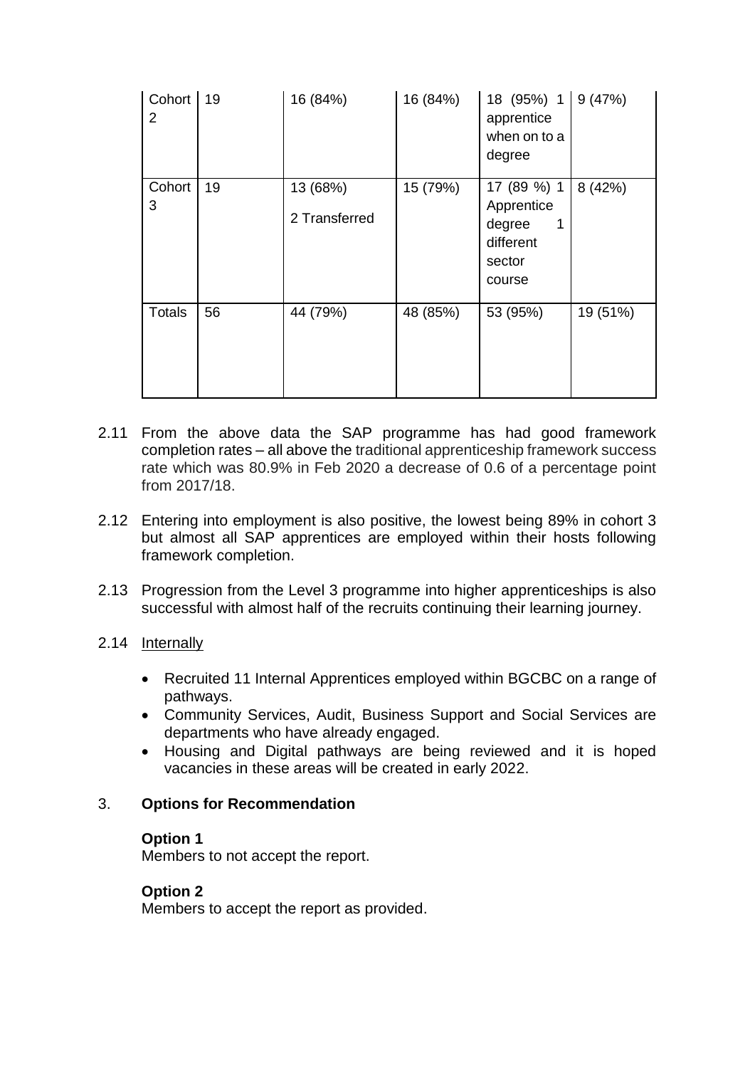| Cohort 2 | 19 | 16 (84%) | 16 (84%) | 18 (95%) 1 apprentice when on to a degree | 9 (47%) |
|---|---|---|---|---|---|
| Cohort 3 | 19 | 13 (68%)<br>2 Transferred | 15 (79%) | 17 (89 %) 1 Apprentice degree 1 different sector course | 8 (42%) |
| Totals | 56 | 44 (79%) | 48 (85%) | 53 (95%) | 19 (51%) |

2.11 From the above data the SAP programme has had good framework completion rates – all above the traditional apprenticeship framework success rate which was 80.9% in Feb 2020 a decrease of 0.6 of a percentage point from 2017/18.

2.12 Entering into employment is also positive, the lowest being 89% in cohort 3 but almost all SAP apprentices are employed within their hosts following framework completion.

2.13 Progression from the Level 3 programme into higher apprenticeships is also successful with almost half of the recruits continuing their learning journey.

2.14 Internally

- Recruited 11 Internal Apprentices employed within BGCBC on a range of pathways.
- Community Services, Audit, Business Support and Social Services are departments who have already engaged.
- Housing and Digital pathways are being reviewed and it is hoped vacancies in these areas will be created in early 2022.

## 3. Options for Recommendation

**Option 1**
Members to not accept the report.

**Option 2**
Members to accept the report as provided.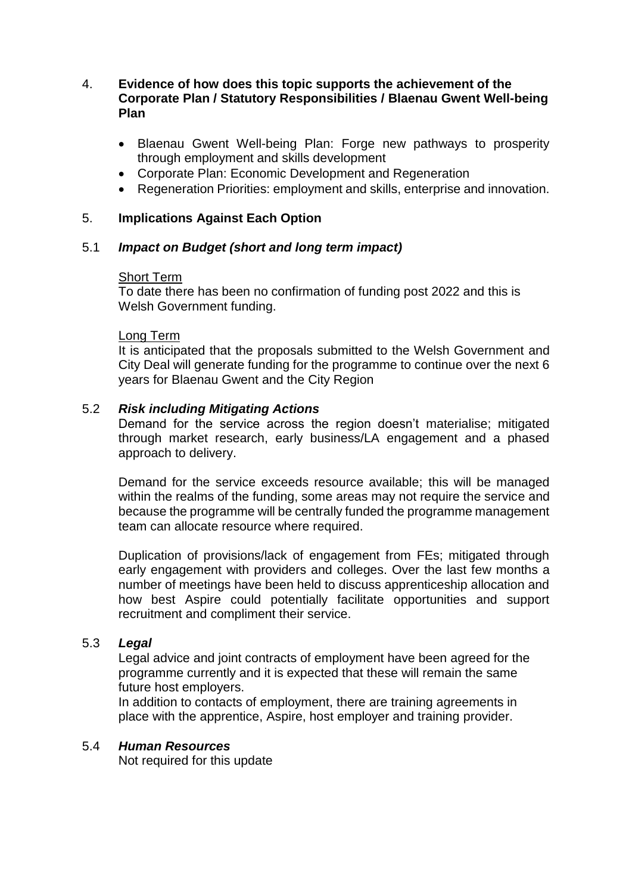4. **Evidence of how does this topic supports the achievement of the Corporate Plan / Statutory Responsibilities / Blaenau Gwent Well-being Plan**

- Blaenau Gwent Well-being Plan: Forge new pathways to prosperity through employment and skills development
- Corporate Plan: Economic Development and Regeneration
- Regeneration Priorities: employment and skills, enterprise and innovation.

5. **Implications Against Each Option**

5.1 ***Impact on Budget (short and long term impact)***

Short Term
To date there has been no confirmation of funding post 2022 and this is Welsh Government funding.

Long Term
It is anticipated that the proposals submitted to the Welsh Government and City Deal will generate funding for the programme to continue over the next 6 years for Blaenau Gwent and the City Region

5.2 ***Risk including Mitigating Actions***

Demand for the service across the region doesn't materialise; mitigated through market research, early business/LA engagement and a phased approach to delivery.

Demand for the service exceeds resource available; this will be managed within the realms of the funding, some areas may not require the service and because the programme will be centrally funded the programme management team can allocate resource where required.

Duplication of provisions/lack of engagement from FEs; mitigated through early engagement with providers and colleges. Over the last few months a number of meetings have been held to discuss apprenticeship allocation and how best Aspire could potentially facilitate opportunities and support recruitment and compliment their service.

5.3 ***Legal***

Legal advice and joint contracts of employment have been agreed for the programme currently and it is expected that these will remain the same future host employers.
In addition to contacts of employment, there are training agreements in place with the apprentice, Aspire, host employer and training provider.

5.4 ***Human Resources***

Not required for this update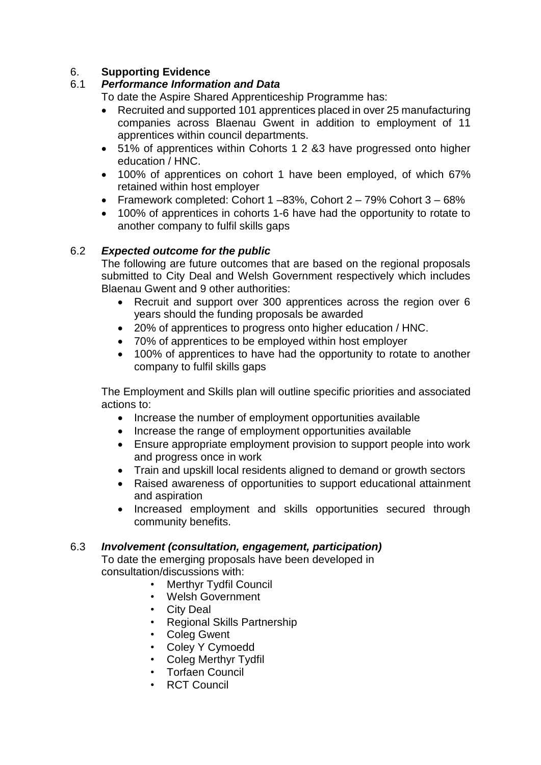## 6. **Supporting Evidence**

### 6.1 *Performance Information and Data*

To date the Aspire Shared Apprenticeship Programme has:

- Recruited and supported 101 apprentices placed in over 25 manufacturing companies across Blaenau Gwent in addition to employment of 11 apprentices within council departments.
- 51% of apprentices within Cohorts 1 2 &3 have progressed onto higher education / HNC.
- 100% of apprentices on cohort 1 have been employed, of which 67% retained within host employer
- Framework completed: Cohort 1 –83%, Cohort 2 – 79% Cohort 3 – 68%
- 100% of apprentices in cohorts 1-6 have had the opportunity to rotate to another company to fulfil skills gaps

### 6.2 *Expected outcome for the public*

The following are future outcomes that are based on the regional proposals submitted to City Deal and Welsh Government respectively which includes Blaenau Gwent and 9 other authorities:

- Recruit and support over 300 apprentices across the region over 6 years should the funding proposals be awarded
- 20% of apprentices to progress onto higher education / HNC.
- 70% of apprentices to be employed within host employer
- 100% of apprentices to have had the opportunity to rotate to another company to fulfil skills gaps

The Employment and Skills plan will outline specific priorities and associated actions to:

- Increase the number of employment opportunities available
- Increase the range of employment opportunities available
- Ensure appropriate employment provision to support people into work and progress once in work
- Train and upskill local residents aligned to demand or growth sectors
- Raised awareness of opportunities to support educational attainment and aspiration
- Increased employment and skills opportunities secured through community benefits.

### 6.3 *Involvement (consultation, engagement, participation)*

To date the emerging proposals have been developed in consultation/discussions with:

- Merthyr Tydfil Council
- Welsh Government
- City Deal
- Regional Skills Partnership
- Coleg Gwent
- Coley Y Cymoedd
- Coleg Merthyr Tydfil
- Torfaen Council
- RCT Council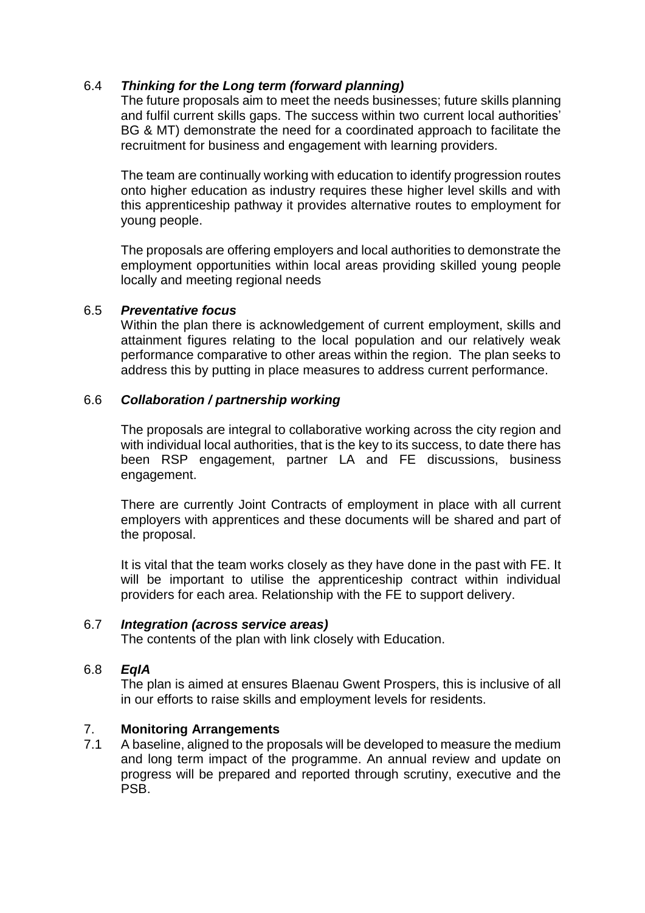### 6.4 ***Thinking for the Long term (forward planning)***

The future proposals aim to meet the needs businesses; future skills planning and fulfil current skills gaps. The success within two current local authorities' BG & MT) demonstrate the need for a coordinated approach to facilitate the recruitment for business and engagement with learning providers.

The team are continually working with education to identify progression routes onto higher education as industry requires these higher level skills and with this apprenticeship pathway it provides alternative routes to employment for young people.

The proposals are offering employers and local authorities to demonstrate the employment opportunities within local areas providing skilled young people locally and meeting regional needs

### 6.5 ***Preventative focus***

Within the plan there is acknowledgement of current employment, skills and attainment figures relating to the local population and our relatively weak performance comparative to other areas within the region. The plan seeks to address this by putting in place measures to address current performance.

### 6.6 ***Collaboration / partnership working***

The proposals are integral to collaborative working across the city region and with individual local authorities, that is the key to its success, to date there has been RSP engagement, partner LA and FE discussions, business engagement.

There are currently Joint Contracts of employment in place with all current employers with apprentices and these documents will be shared and part of the proposal.

It is vital that the team works closely as they have done in the past with FE. It will be important to utilise the apprenticeship contract within individual providers for each area. Relationship with the FE to support delivery.

### 6.7 ***Integration (across service areas)***

The contents of the plan with link closely with Education.

### 6.8 ***EqIA***

The plan is aimed at ensures Blaenau Gwent Prospers, this is inclusive of all in our efforts to raise skills and employment levels for residents.

## 7. **Monitoring Arrangements**

7.1 A baseline, aligned to the proposals will be developed to measure the medium and long term impact of the programme. An annual review and update on progress will be prepared and reported through scrutiny, executive and the PSB.